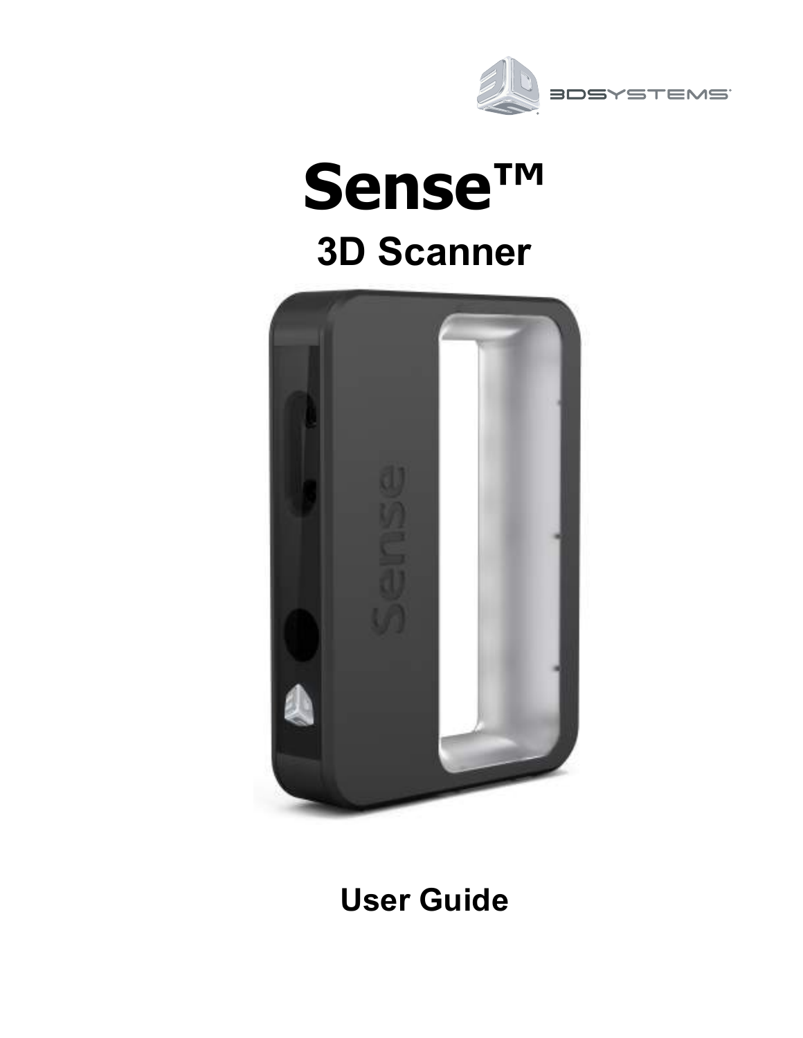# Sense™

## 3D Scanner

## User Guide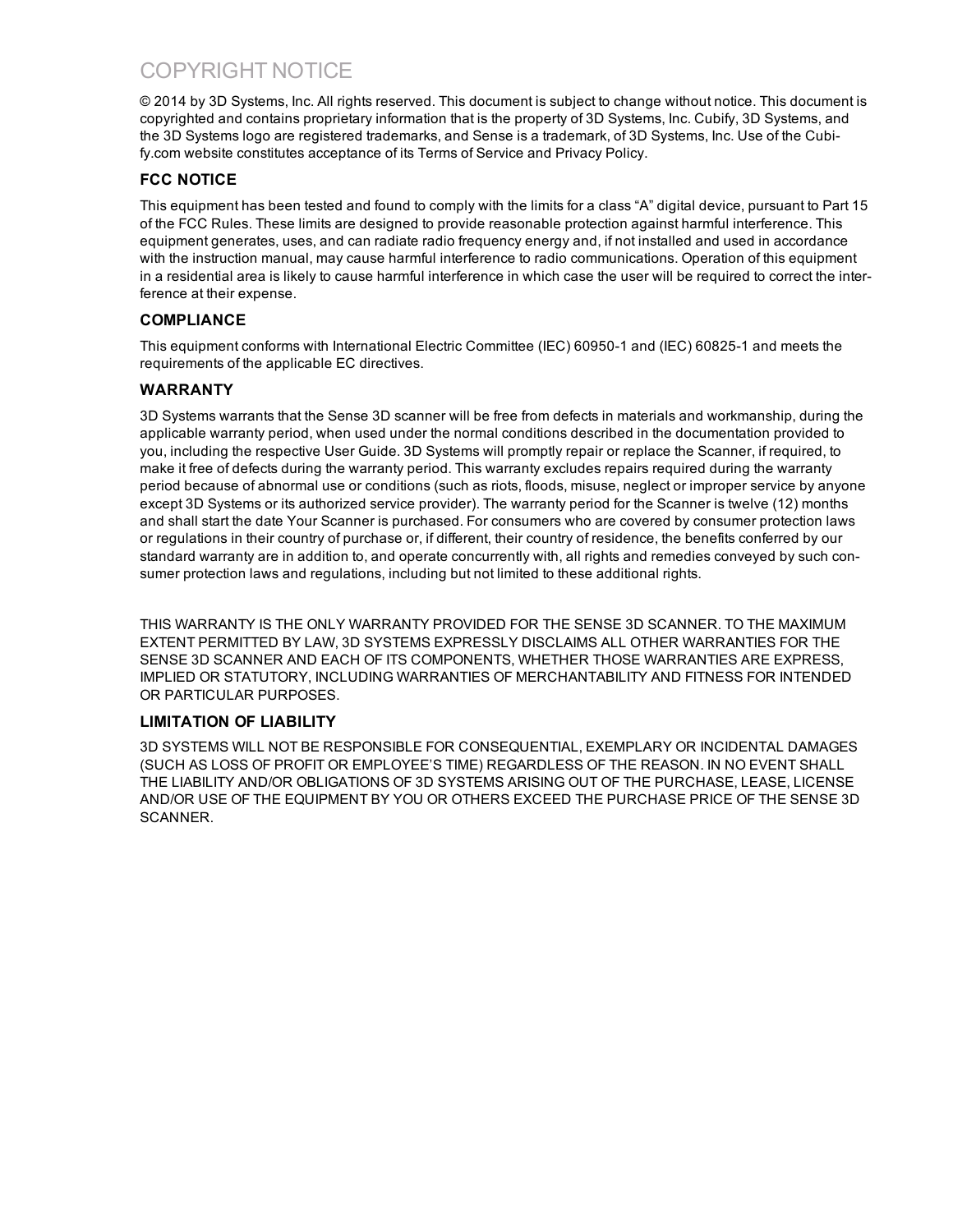# COPYRIGHT NOTICE

© 2014 by 3D Systems, Inc. All rights reserved. This document is subject to change without notice. This document is copyrighted and contains proprietary information that is the property of 3D Systems, Inc. Cubify, 3D Systems, and the 3D Systems logo are registered trademarks, and Sense is a trademark, of 3D Systems, Inc. Use of the Cubify.com website constitutes acceptance of its Terms of Service and Privacy Policy.

## FCC NOTICE

This equipment has been tested and found to comply with the limits for a class "A" digital device, pursuant to Part 15 of the FCC Rules. These limits are designed to provide reasonable protection against harmful interference. This equipment generates, uses, and can radiate radio frequency energy and, if not installed and used in accordance with the instruction manual, may cause harmful interference to radio communications. Operation of this equipment in a residential area is likely to cause harmful interference in which case the user will be required to correct the interference at their expense.

## COMPLIANCE

This equipment conforms with International Electric Committee (IEC) 60950-1 and (IEC) 60825-1 and meets the requirements of the applicable EC directives.

## WARRANTY

3D Systems warrants that the Sense 3D scanner will be free from defects in materials and workmanship, during the applicable warranty period, when used under the normal conditions described in the documentation provided to you, including the respective User Guide. 3D Systems will promptly repair or replace the Scanner, if required, to make it free of defects during the warranty period. This warranty excludes repairs required during the warranty period because of abnormal use or conditions (such as riots, floods, misuse, neglect or improper service by anyone except 3D Systems or its authorized service provider). The warranty period for the Scanner is twelve (12) months and shall start the date Your Scanner is purchased. For consumers who are covered by consumer protection laws or regulations in their country of purchase or, if different, their country of residence, the benefits conferred by our standard warranty are in addition to, and operate concurrently with, all rights and remedies conveyed by such consumer protection laws and regulations, including but not limited to these additional rights.

THIS WARRANTY IS THE ONLY WARRANTY PROVIDED FOR THE SENSE 3D SCANNER. TO THE MAXIMUM EXTENT PERMITTED BY LAW, 3D SYSTEMS EXPRESSLY DISCLAIMS ALL OTHER WARRANTIES FOR THE SENSE 3D SCANNER AND EACH OF ITS COMPONENTS, WHETHER THOSE WARRANTIES ARE EXPRESS, IMPLIED OR STATUTORY, INCLUDING WARRANTIES OF MERCHANTABILITY AND FITNESS FOR INTENDED OR PARTICULAR PURPOSES.

## LIMITATION OF LIABILITY

3D SYSTEMS WILL NOT BE RESPONSIBLE FOR CONSEQUENTIAL, EXEMPLARY OR INCIDENTAL DAMAGES (SUCH AS LOSS OF PROFIT OR EMPLOYEE'S TIME) REGARDLESS OF THE REASON. IN NO EVENT SHALL THE LIABILITY AND/OR OBLIGATIONS OF 3D SYSTEMS ARISING OUT OF THE PURCHASE, LEASE, LICENSE AND/OR USE OF THE EQUIPMENT BY YOU OR OTHERS EXCEED THE PURCHASE PRICE OF THE SENSE 3D SCANNER.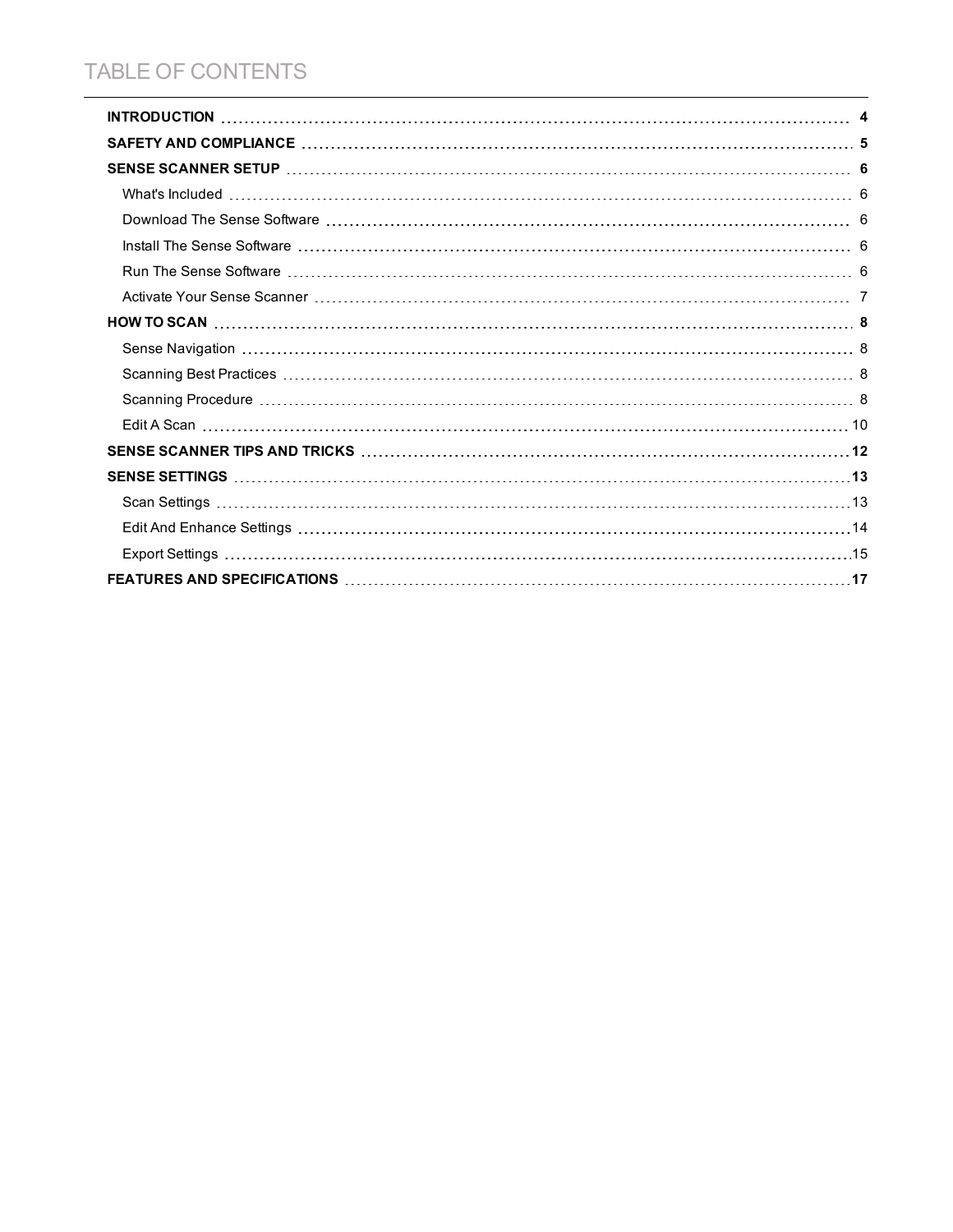# TABLE OF CONTENTS

**INTRODUCTION** ..... **4**

**SAFETY AND COMPLIANCE** ..... **5**

**SENSE SCANNER SETUP** ..... **6**

- What's Included ..... 6
- Download The Sense Software ..... 6
- Install The Sense Software ..... 6
- Run The Sense Software ..... 6
- Activate Your Sense Scanner ..... 7

**HOW TO SCAN** ..... **8**

- Sense Navigation ..... 8
- Scanning Best Practices ..... 8
- Scanning Procedure ..... 8
- Edit A Scan ..... 10

**SENSE SCANNER TIPS AND TRICKS** ..... **12**

**SENSE SETTINGS** ..... **13**

- Scan Settings ..... 13
- Edit And Enhance Settings ..... 14
- Export Settings ..... 15

**FEATURES AND SPECIFICATIONS** ..... **17**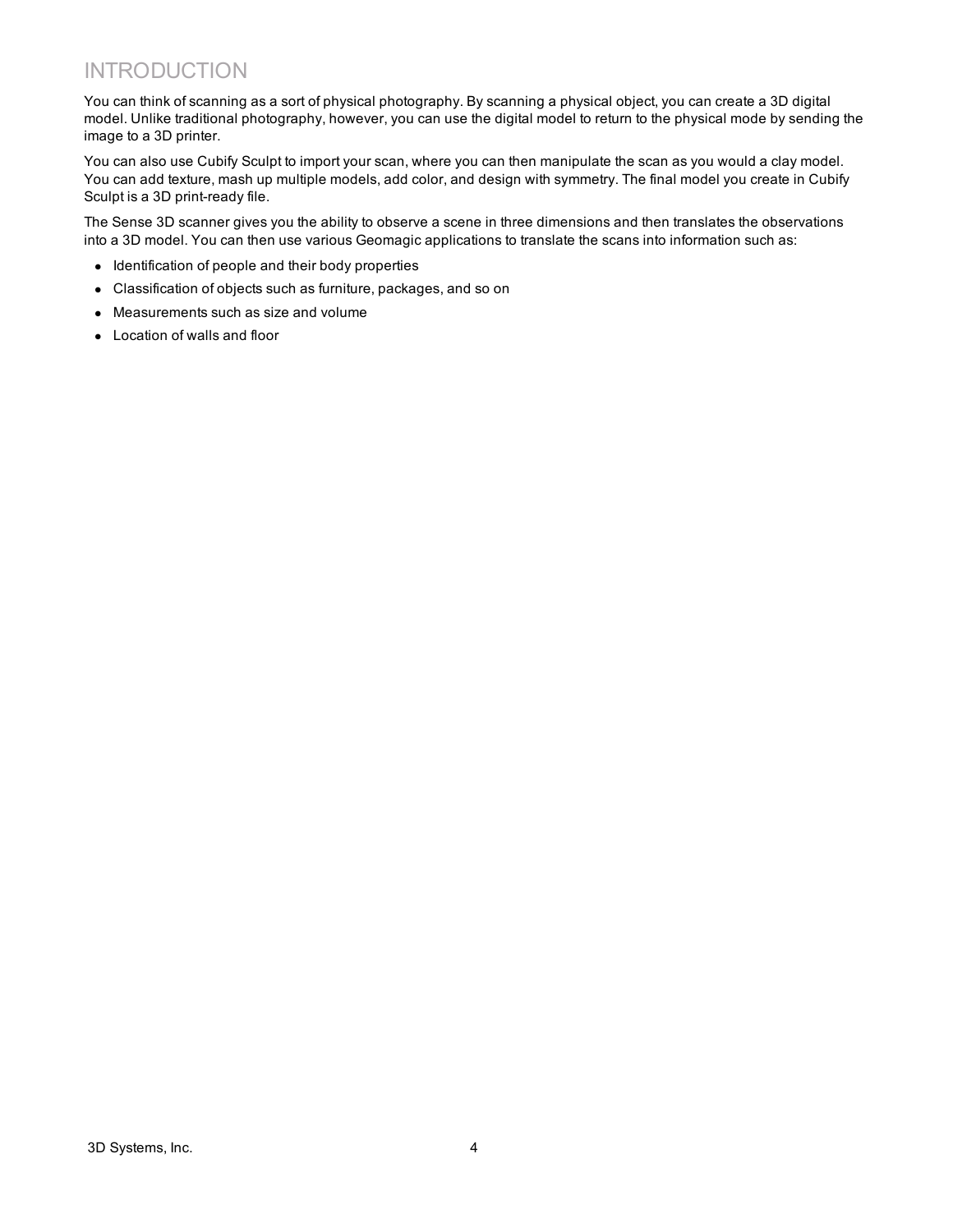# INTRODUCTION

You can think of scanning as a sort of physical photography. By scanning a physical object, you can create a 3D digital model. Unlike traditional photography, however, you can use the digital model to return to the physical mode by sending the image to a 3D printer.

You can also use Cubify Sculpt to import your scan, where you can then manipulate the scan as you would a clay model. You can add texture, mash up multiple models, add color, and design with symmetry. The final model you create in Cubify Sculpt is a 3D print-ready file.

The Sense 3D scanner gives you the ability to observe a scene in three dimensions and then translates the observations into a 3D model. You can then use various Geomagic applications to translate the scans into information such as:

- Identification of people and their body properties
- Classification of objects such as furniture, packages, and so on
- Measurements such as size and volume
- Location of walls and floor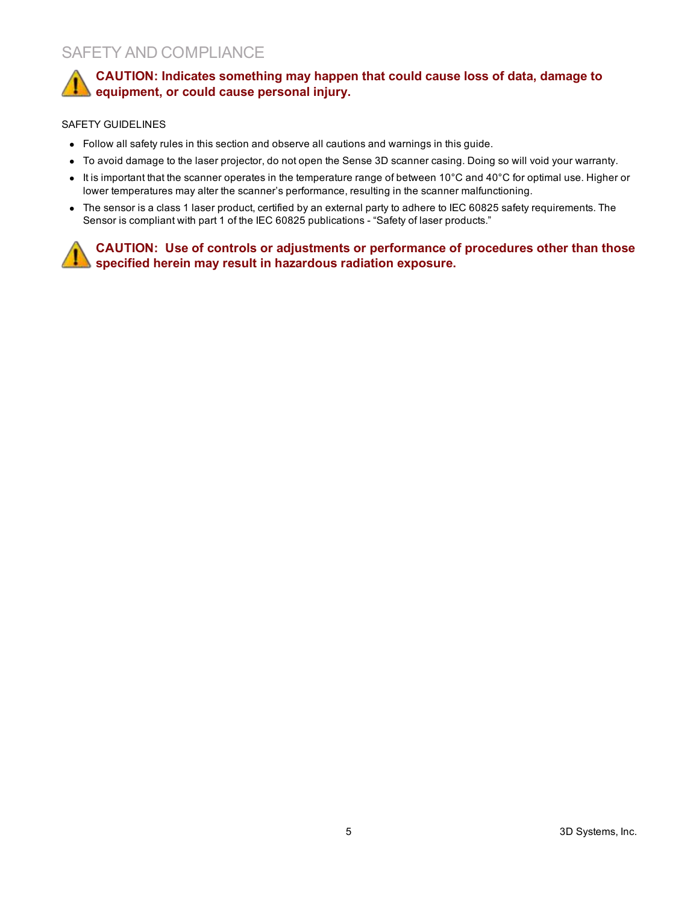# SAFETY AND COMPLIANCE

**CAUTION: Indicates something may happen that could cause loss of data, damage to equipment, or could cause personal injury.**

SAFETY GUIDELINES

- Follow all safety rules in this section and observe all cautions and warnings in this guide.
- To avoid damage to the laser projector, do not open the Sense 3D scanner casing. Doing so will void your warranty.
- It is important that the scanner operates in the temperature range of between 10°C and 40°C for optimal use. Higher or lower temperatures may alter the scanner's performance, resulting in the scanner malfunctioning.
- The sensor is a class 1 laser product, certified by an external party to adhere to IEC 60825 safety requirements. The Sensor is compliant with part 1 of the IEC 60825 publications - "Safety of laser products."

**CAUTION: Use of controls or adjustments or performance of procedures other than those specified herein may result in hazardous radiation exposure.**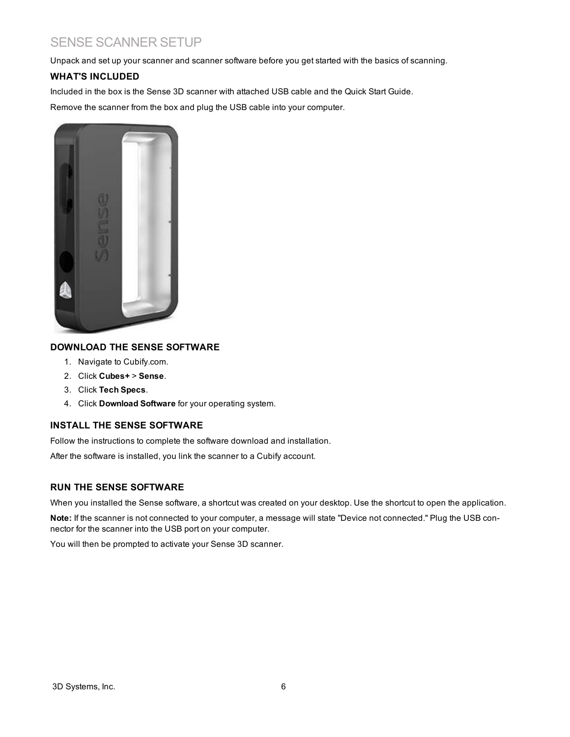# SENSE SCANNER SETUP

Unpack and set up your scanner and scanner software before you get started with the basics of scanning.

### WHAT'S INCLUDED

Included in the box is the Sense 3D scanner with attached USB cable and the Quick Start Guide.

Remove the scanner from the box and plug the USB cable into your computer.

### DOWNLOAD THE SENSE SOFTWARE

1. Navigate to Cubify.com.
2. Click **Cubes+** > **Sense**.
3. Click **Tech Specs**.
4. Click **Download Software** for your operating system.

### INSTALL THE SENSE SOFTWARE

Follow the instructions to complete the software download and installation.

After the software is installed, you link the scanner to a Cubify account.

### RUN THE SENSE SOFTWARE

When you installed the Sense software, a shortcut was created on your desktop. Use the shortcut to open the application.

**Note:** If the scanner is not connected to your computer, a message will state "Device not connected." Plug the USB connector for the scanner into the USB port on your computer.

You will then be prompted to activate your Sense 3D scanner.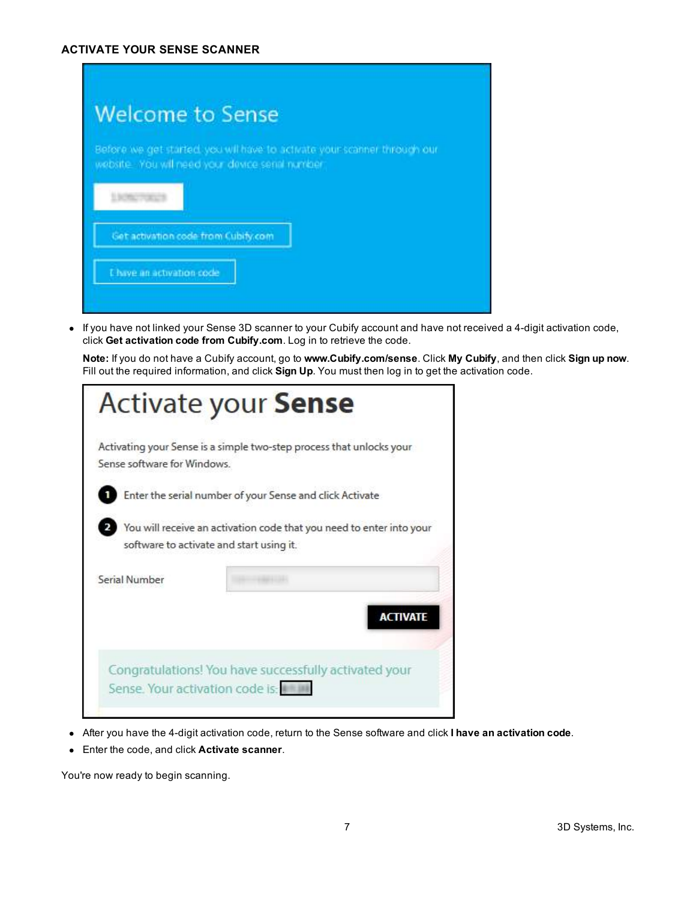### ACTIVATE YOUR SENSE SCANNER

- If you have not linked your Sense 3D scanner to your Cubify account and have not received a 4-digit activation code, click **Get activation code from Cubify.com**. Log in to retrieve the code.

  **Note:** If you do not have a Cubify account, go to **www.Cubify.com/sense**. Click **My Cubify**, and then click **Sign up now**. Fill out the required information, and click **Sign Up**. You must then log in to get the activation code.

- After you have the 4-digit activation code, return to the Sense software and click **I have an activation code**.
- Enter the code, and click **Activate scanner**.

You're now ready to begin scanning.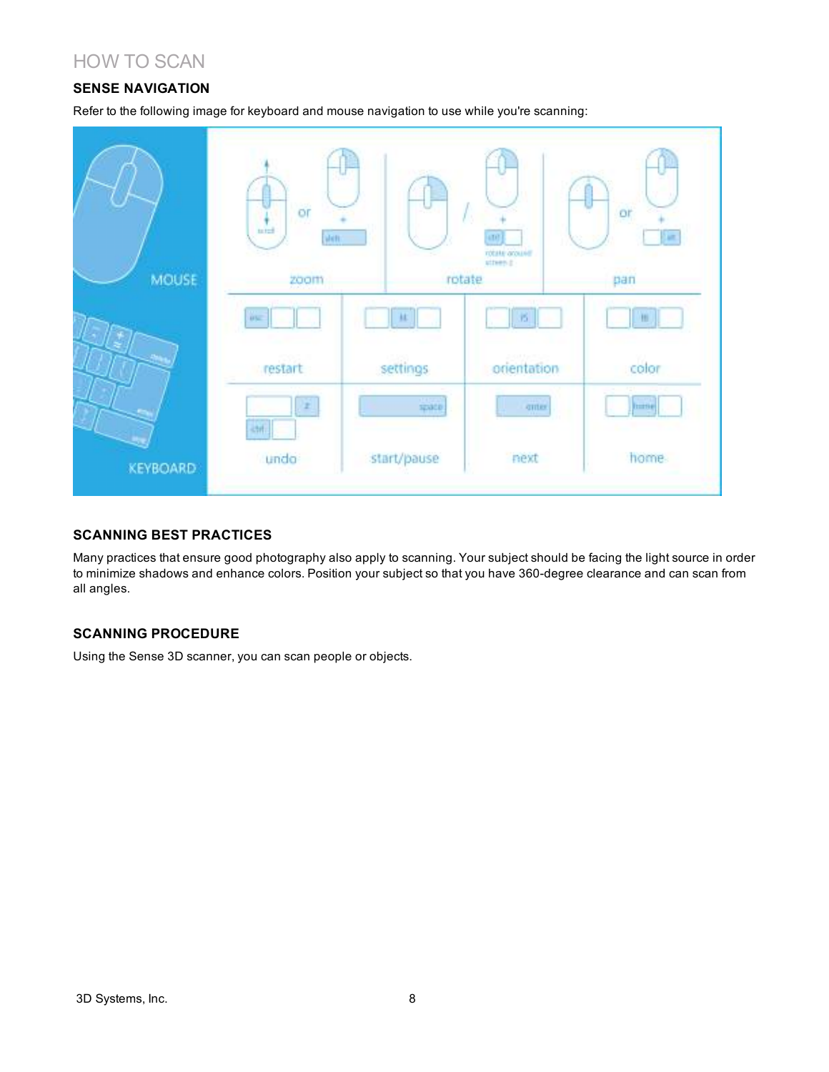# HOW TO SCAN

## SENSE NAVIGATION

Refer to the following image for keyboard and mouse navigation to use while you're scanning:

## SCANNING BEST PRACTICES

Many practices that ensure good photography also apply to scanning. Your subject should be facing the light source in order to minimize shadows and enhance colors. Position your subject so that you have 360-degree clearance and can scan from all angles.

## SCANNING PROCEDURE

Using the Sense 3D scanner, you can scan people or objects.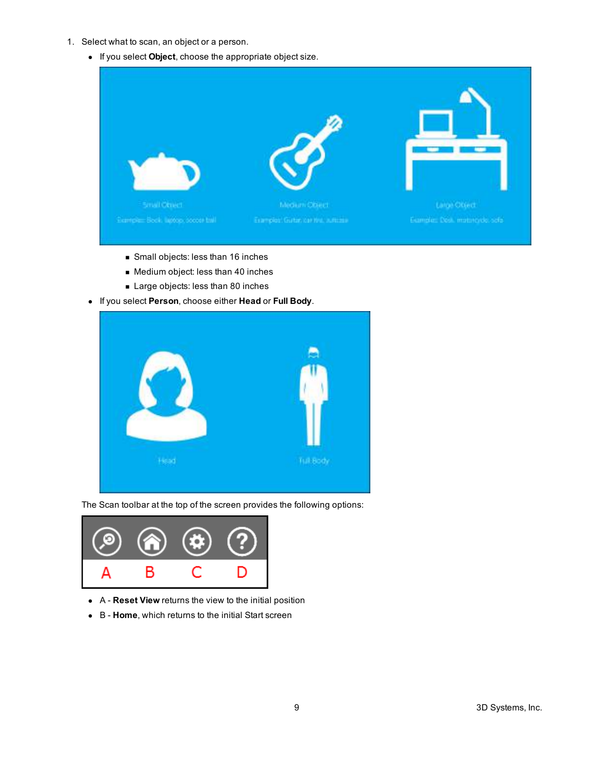1. Select what to scan, an object or a person.
   - If you select **Object**, choose the appropriate object size.
     - Small objects: less than 16 inches
     - Medium object: less than 40 inches
     - Large objects: less than 80 inches
   - If you select **Person**, choose either **Head** or **Full Body**.

The Scan toolbar at the top of the screen provides the following options:

- A - **Reset View** returns the view to the initial position
- B - **Home**, which returns to the initial Start screen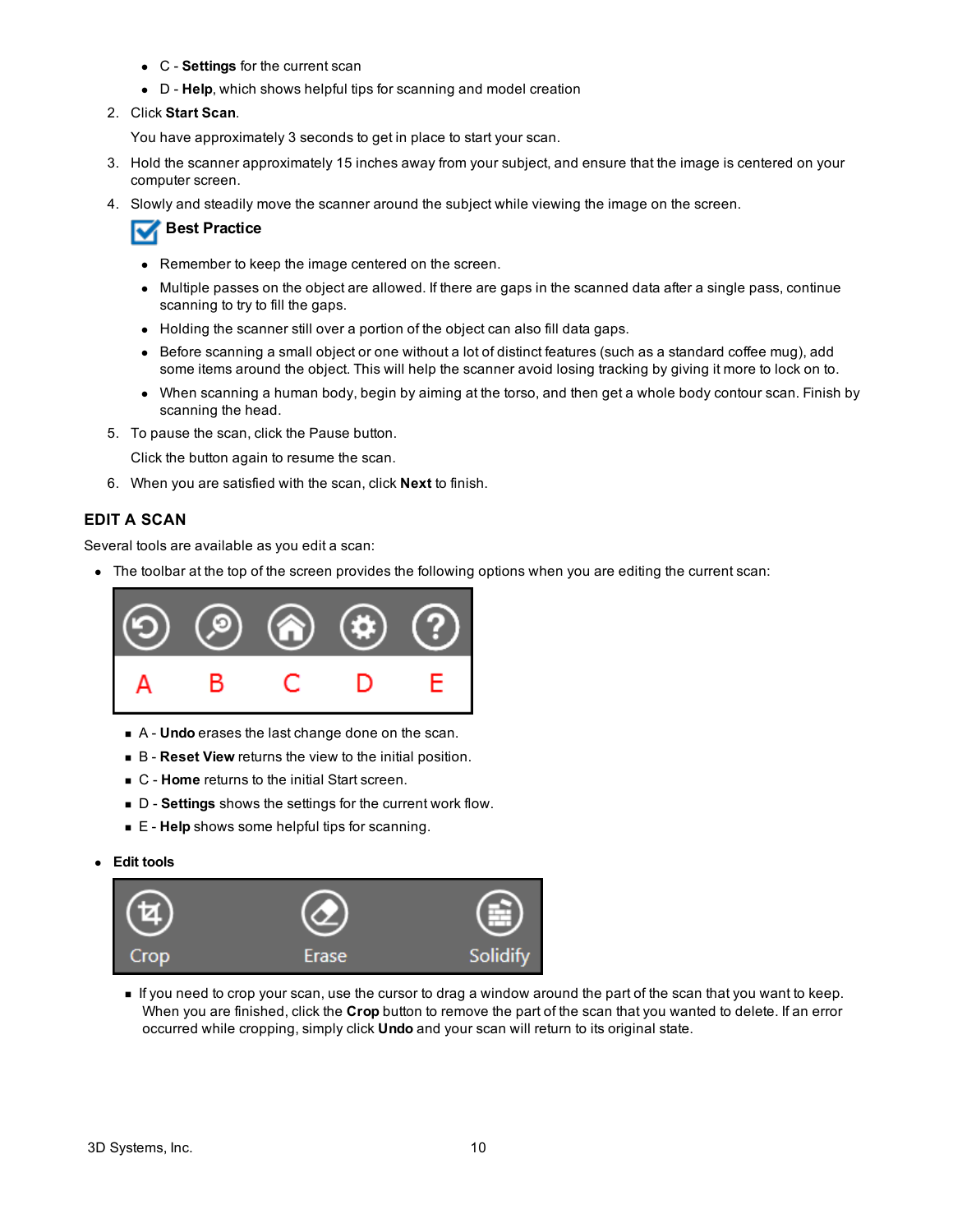- C - **Settings** for the current scan
- D - **Help**, which shows helpful tips for scanning and model creation

2. Click **Start Scan**.

   You have approximately 3 seconds to get in place to start your scan.

3. Hold the scanner approximately 15 inches away from your subject, and ensure that the image is centered on your computer screen.
4. Slowly and steadily move the scanner around the subject while viewing the image on the screen.

   **Best Practice**

   - Remember to keep the image centered on the screen.
   - Multiple passes on the object are allowed. If there are gaps in the scanned data after a single pass, continue scanning to try to fill the gaps.
   - Holding the scanner still over a portion of the object can also fill data gaps.
   - Before scanning a small object or one without a lot of distinct features (such as a standard coffee mug), add some items around the object. This will help the scanner avoid losing tracking by giving it more to lock on to.
   - When scanning a human body, begin by aiming at the torso, and then get a whole body contour scan. Finish by scanning the head.

5. To pause the scan, click the Pause button.

   Click the button again to resume the scan.

6. When you are satisfied with the scan, click **Next** to finish.

## EDIT A SCAN

Several tools are available as you edit a scan:

- The toolbar at the top of the screen provides the following options when you are editing the current scan:

  A B C D E

  - A - **Undo** erases the last change done on the scan.
  - B - **Reset View** returns the view to the initial position.
  - C - **Home** returns to the initial Start screen.
  - D - **Settings** shows the settings for the current work flow.
  - E - **Help** shows some helpful tips for scanning.

- **Edit tools**

  Crop Erase Solidify

  - If you need to crop your scan, use the cursor to drag a window around the part of the scan that you want to keep. When you are finished, click the **Crop** button to remove the part of the scan that you wanted to delete. If an error occurred while cropping, simply click **Undo** and your scan will return to its original state.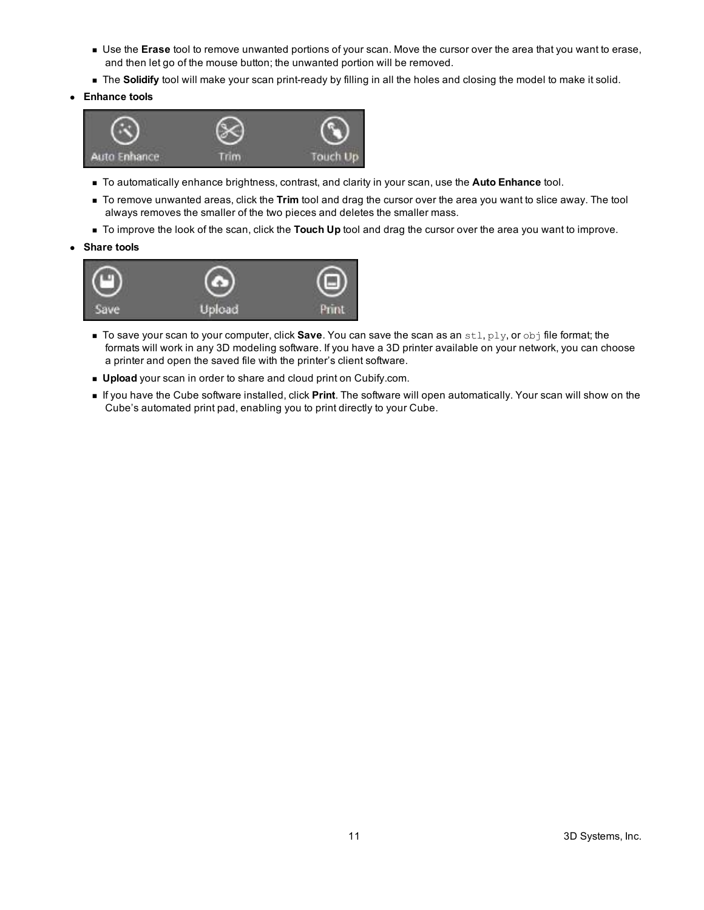- Use the **Erase** tool to remove unwanted portions of your scan. Move the cursor over the area that you want to erase, and then let go of the mouse button; the unwanted portion will be removed.
- The **Solidify** tool will make your scan print-ready by filling in all the holes and closing the model to make it solid.

- **Enhance tools**

  - To automatically enhance brightness, contrast, and clarity in your scan, use the **Auto Enhance** tool.
  - To remove unwanted areas, click the **Trim** tool and drag the cursor over the area you want to slice away. The tool always removes the smaller of the two pieces and deletes the smaller mass.
  - To improve the look of the scan, click the **Touch Up** tool and drag the cursor over the area you want to improve.

- **Share tools**

  - To save your scan to your computer, click **Save**. You can save the scan as an `stl`, `ply`, or `obj` file format; the formats will work in any 3D modeling software. If you have a 3D printer available on your network, you can choose a printer and open the saved file with the printer's client software.
  - **Upload** your scan in order to share and cloud print on Cubify.com.
  - If you have the Cube software installed, click **Print**. The software will open automatically. Your scan will show on the Cube's automated print pad, enabling you to print directly to your Cube.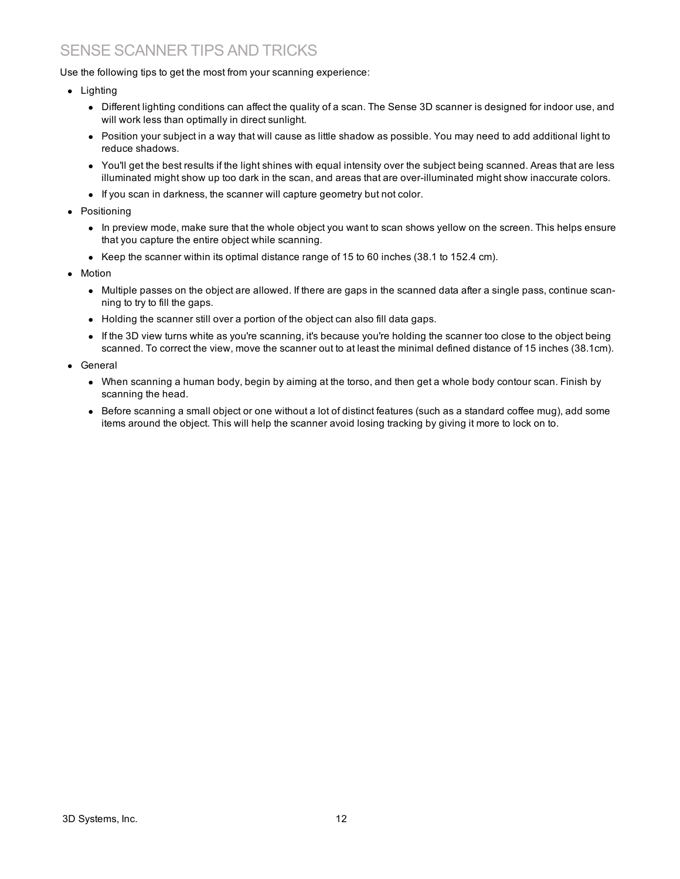## SENSE SCANNER TIPS AND TRICKS

Use the following tips to get the most from your scanning experience:

- Lighting
  - Different lighting conditions can affect the quality of a scan. The Sense 3D scanner is designed for indoor use, and will work less than optimally in direct sunlight.
  - Position your subject in a way that will cause as little shadow as possible. You may need to add additional light to reduce shadows.
  - You'll get the best results if the light shines with equal intensity over the subject being scanned. Areas that are less illuminated might show up too dark in the scan, and areas that are over-illuminated might show inaccurate colors.
  - If you scan in darkness, the scanner will capture geometry but not color.
- Positioning
  - In preview mode, make sure that the whole object you want to scan shows yellow on the screen. This helps ensure that you capture the entire object while scanning.
  - Keep the scanner within its optimal distance range of 15 to 60 inches (38.1 to 152.4 cm).
- Motion
  - Multiple passes on the object are allowed. If there are gaps in the scanned data after a single pass, continue scanning to try to fill the gaps.
  - Holding the scanner still over a portion of the object can also fill data gaps.
  - If the 3D view turns white as you're scanning, it's because you're holding the scanner too close to the object being scanned. To correct the view, move the scanner out to at least the minimal defined distance of 15 inches (38.1cm).
- General
  - When scanning a human body, begin by aiming at the torso, and then get a whole body contour scan. Finish by scanning the head.
  - Before scanning a small object or one without a lot of distinct features (such as a standard coffee mug), add some items around the object. This will help the scanner avoid losing tracking by giving it more to lock on to.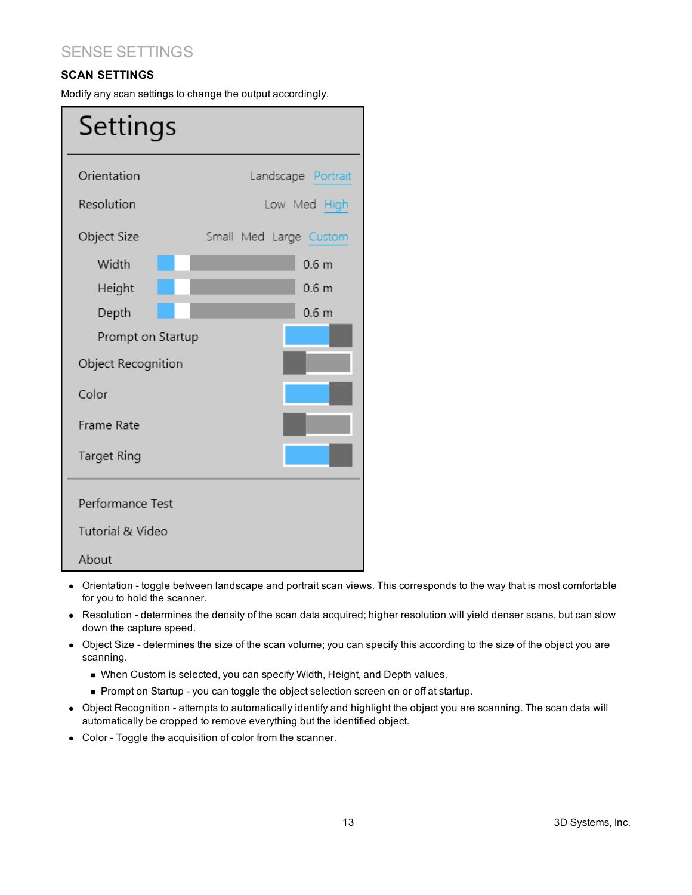## SENSE SETTINGS

### SCAN SETTINGS

Modify any scan settings to change the output accordingly.

**Settings**

| Setting | Value |
|---|---|
| Orientation | Landscape Portrait |
| Resolution | Low Med High |
| Object Size | Small Med Large Custom |
| Width | 0.6 m |
| Height | 0.6 m |
| Depth | 0.6 m |
| Prompt on Startup | |
| Object Recognition | |
| Color | |
| Frame Rate | |
| Target Ring | |

Performance Test

Tutorial & Video

About

- Orientation - toggle between landscape and portrait scan views. This corresponds to the way that is most comfortable for you to hold the scanner.
- Resolution - determines the density of the scan data acquired; higher resolution will yield denser scans, but can slow down the capture speed.
- Object Size - determines the size of the scan volume; you can specify this according to the size of the object you are scanning.
  - When Custom is selected, you can specify Width, Height, and Depth values.
  - Prompt on Startup - you can toggle the object selection screen on or off at startup.
- Object Recognition - attempts to automatically identify and highlight the object you are scanning. The scan data will automatically be cropped to remove everything but the identified object.
- Color - Toggle the acquisition of color from the scanner.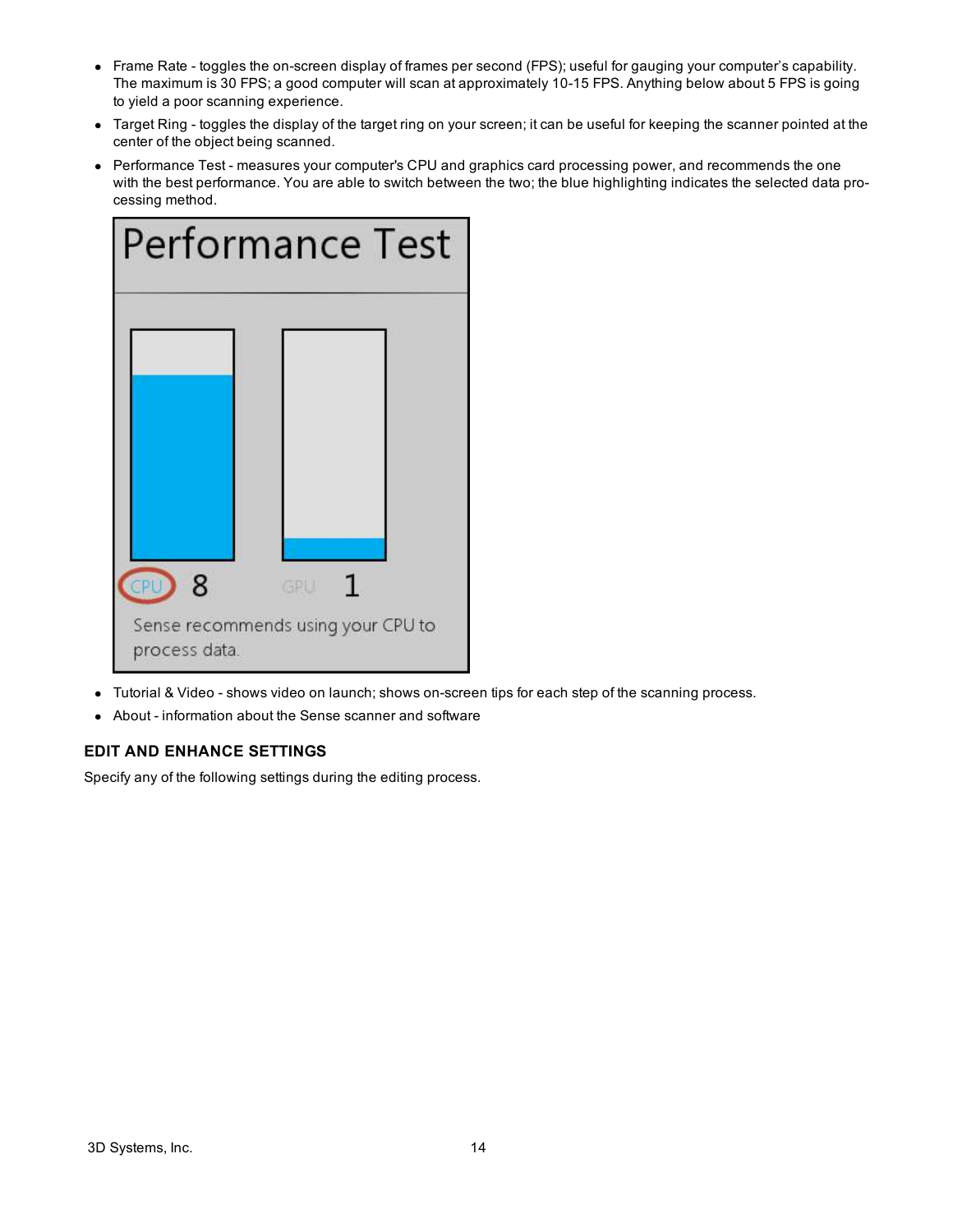- Frame Rate - toggles the on-screen display of frames per second (FPS); useful for gauging your computer's capability. The maximum is 30 FPS; a good computer will scan at approximately 10-15 FPS. Anything below about 5 FPS is going to yield a poor scanning experience.
- Target Ring - toggles the display of the target ring on your screen; it can be useful for keeping the scanner pointed at the center of the object being scanned.
- Performance Test - measures your computer's CPU and graphics card processing power, and recommends the one with the best performance. You are able to switch between the two; the blue highlighting indicates the selected data processing method.

- Tutorial & Video - shows video on launch; shows on-screen tips for each step of the scanning process.
- About - information about the Sense scanner and software

### EDIT AND ENHANCE SETTINGS

Specify any of the following settings during the editing process.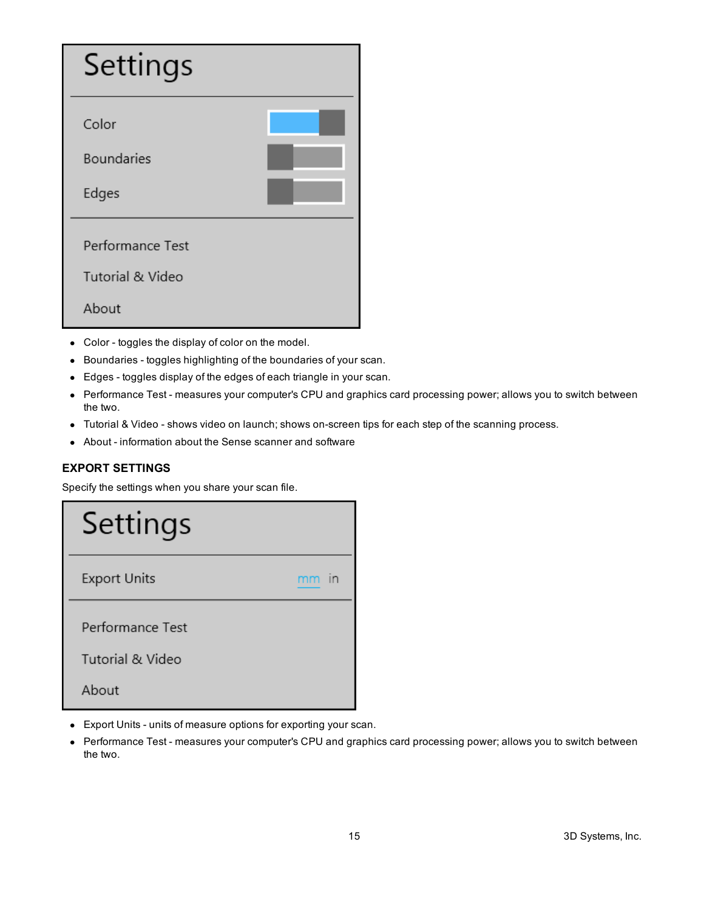Settings

Color

Boundaries

Edges

Performance Test

Tutorial & Video

About

- Color - toggles the display of color on the model.
- Boundaries - toggles highlighting of the boundaries of your scan.
- Edges - toggles display of the edges of each triangle in your scan.
- Performance Test - measures your computer's CPU and graphics card processing power; allows you to switch between the two.
- Tutorial & Video - shows video on launch; shows on-screen tips for each step of the scanning process.
- About - information about the Sense scanner and software

### EXPORT SETTINGS

Specify the settings when you share your scan file.

Settings

Export Units mm in

Performance Test

Tutorial & Video

About

- Export Units - units of measure options for exporting your scan.
- Performance Test - measures your computer's CPU and graphics card processing power; allows you to switch between the two.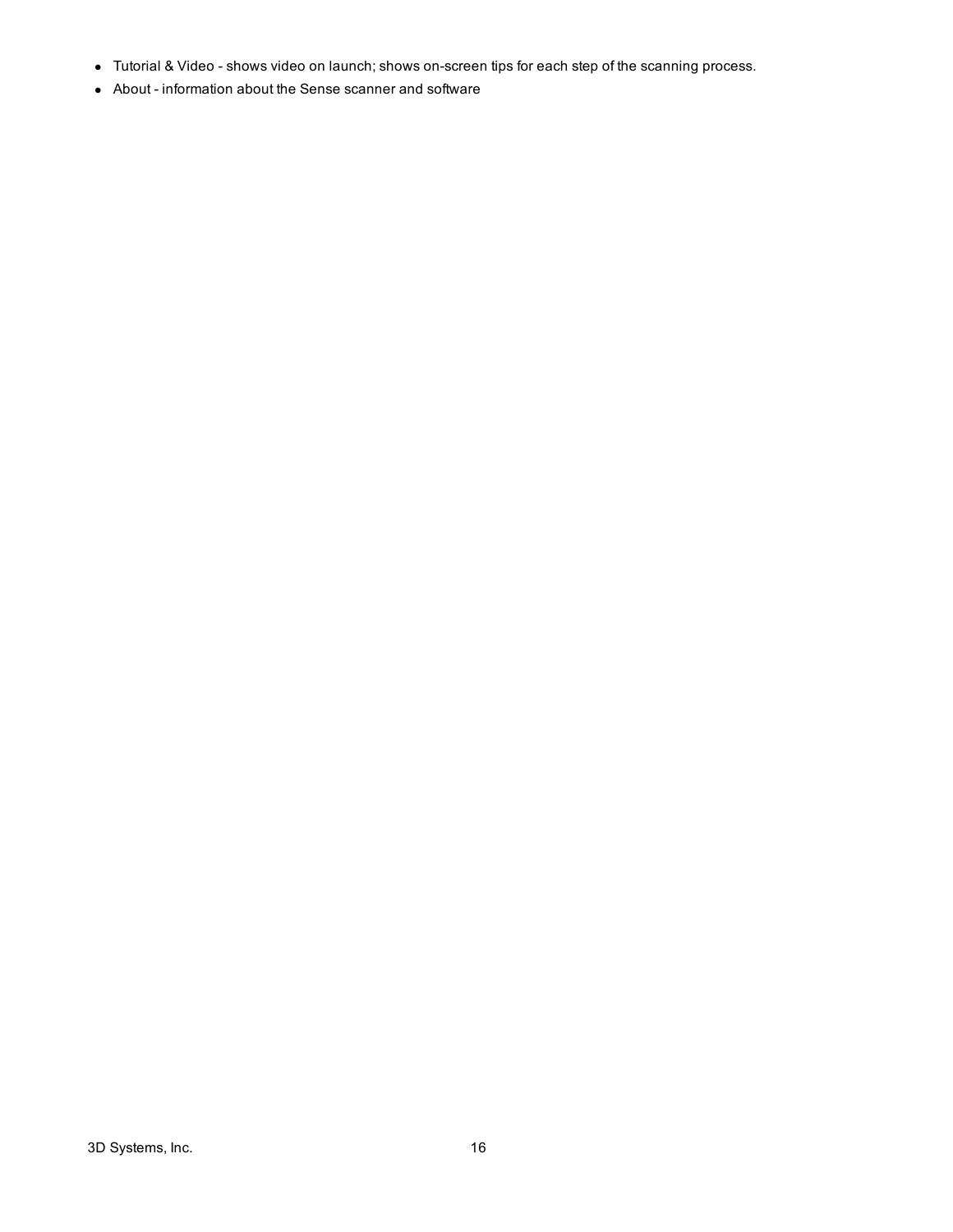- Tutorial & Video - shows video on launch; shows on-screen tips for each step of the scanning process.
- About - information about the Sense scanner and software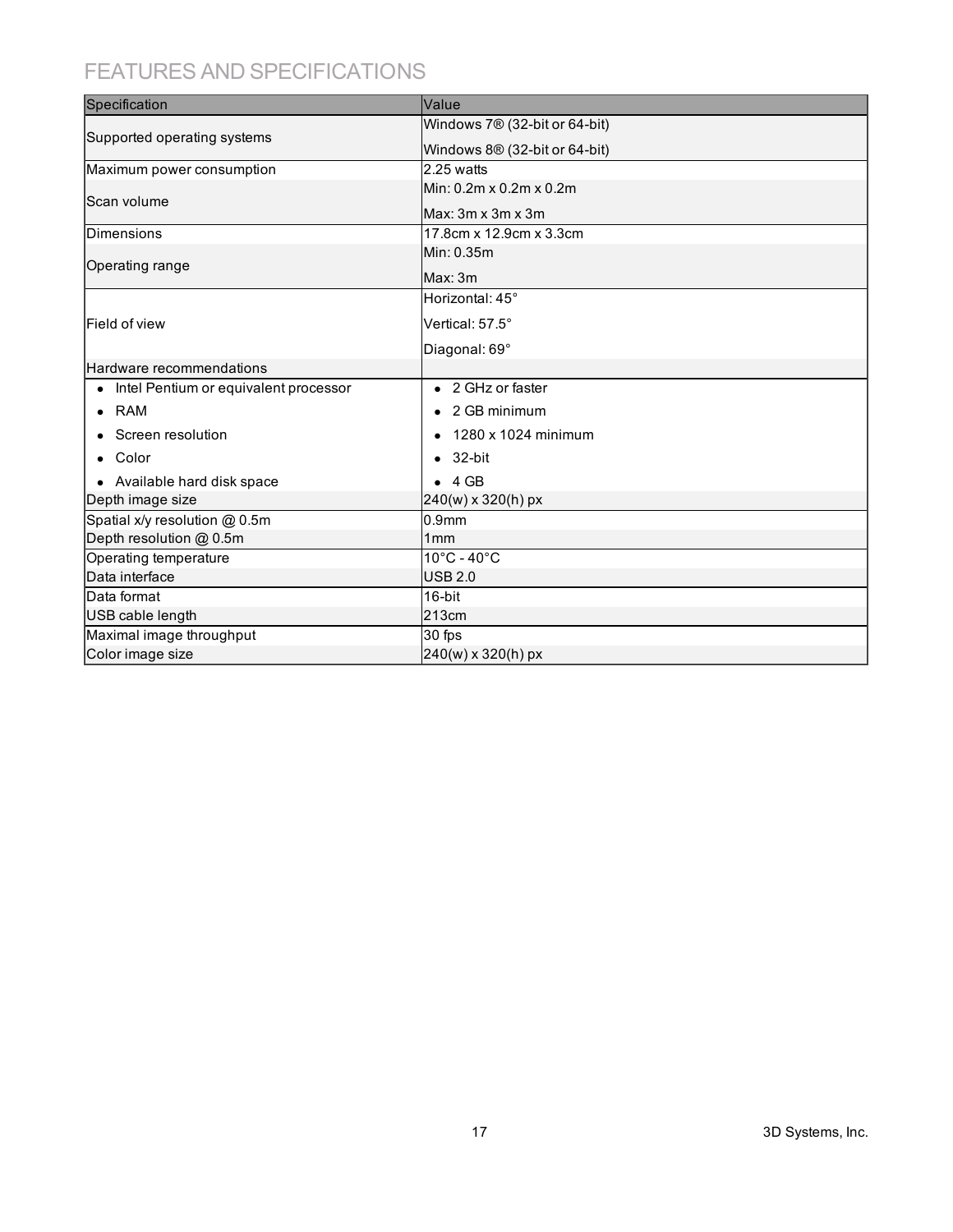## FEATURES AND SPECIFICATIONS

| Specification | Value |
|---|---|
| Supported operating systems | Windows 7® (32-bit or 64-bit)<br>Windows 8® (32-bit or 64-bit) |
| Maximum power consumption | 2.25 watts |
| Scan volume | Min: 0.2m x 0.2m x 0.2m<br>Max: 3m x 3m x 3m |
| Dimensions | 17.8cm x 12.9cm x 3.3cm |
| Operating range | Min: 0.35m<br>Max: 3m |
| Field of view | Horizontal: 45°<br>Vertical: 57.5°<br>Diagonal: 69° |
| Hardware recommendations | |
| • Intel Pentium or equivalent processor<br>• RAM<br>• Screen resolution<br>• Color<br>• Available hard disk space | • 2 GHz or faster<br>• 2 GB minimum<br>• 1280 x 1024 minimum<br>• 32-bit<br>• 4 GB |
| Depth image size | 240(w) x 320(h) px |
| Spatial x/y resolution @ 0.5m | 0.9mm |
| Depth resolution @ 0.5m | 1mm |
| Operating temperature | 10°C - 40°C |
| Data interface | USB 2.0 |
| Data format | 16-bit |
| USB cable length | 213cm |
| Maximal image throughput | 30 fps |
| Color image size | 240(w) x 320(h) px |